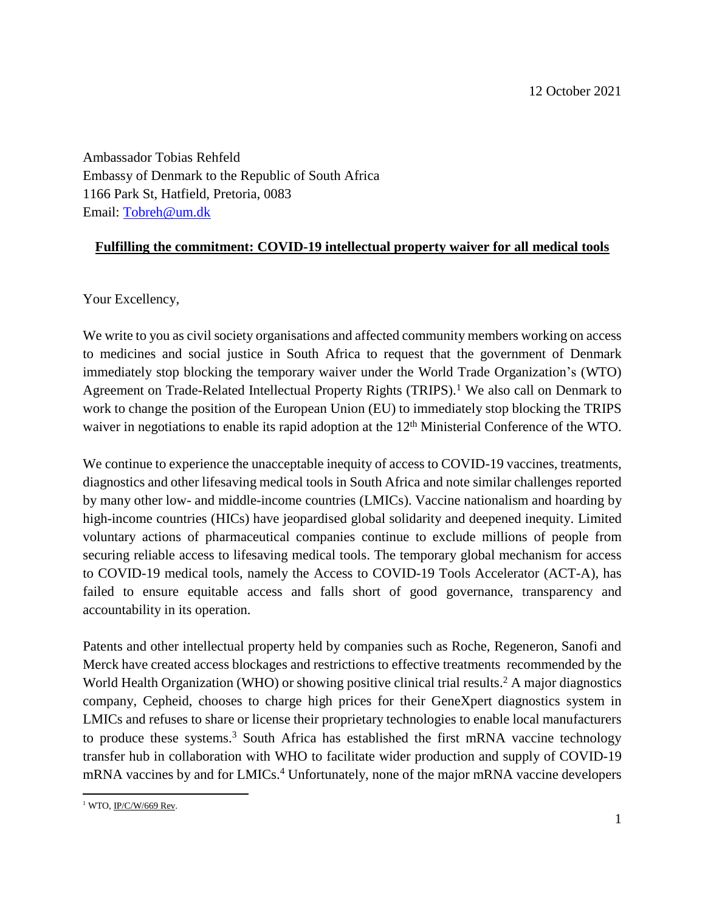12 October 2021

Ambassador Tobias Rehfeld
Embassy of Denmark to the Republic of South Africa
1166 Park St, Hatfield, Pretoria, 0083
Email: Tobreh@um.dk

**Fulfilling the commitment: COVID-19 intellectual property waiver for all medical tools**

Your Excellency,

We write to you as civil society organisations and affected community members working on access to medicines and social justice in South Africa to request that the government of Denmark immediately stop blocking the temporary waiver under the World Trade Organization's (WTO) Agreement on Trade-Related Intellectual Property Rights (TRIPS).[1] We also call on Denmark to work to change the position of the European Union (EU) to immediately stop blocking the TRIPS waiver in negotiations to enable its rapid adoption at the 12th Ministerial Conference of the WTO.

We continue to experience the unacceptable inequity of access to COVID-19 vaccines, treatments, diagnostics and other lifesaving medical tools in South Africa and note similar challenges reported by many other low- and middle-income countries (LMICs). Vaccine nationalism and hoarding by high-income countries (HICs) have jeopardised global solidarity and deepened inequity. Limited voluntary actions of pharmaceutical companies continue to exclude millions of people from securing reliable access to lifesaving medical tools. The temporary global mechanism for access to COVID-19 medical tools, namely the Access to COVID-19 Tools Accelerator (ACT-A), has failed to ensure equitable access and falls short of good governance, transparency and accountability in its operation.

Patents and other intellectual property held by companies such as Roche, Regeneron, Sanofi and Merck have created access blockages and restrictions to effective treatments recommended by the World Health Organization (WHO) or showing positive clinical trial results.[2] A major diagnostics company, Cepheid, chooses to charge high prices for their GeneXpert diagnostics system in LMICs and refuses to share or license their proprietary technologies to enable local manufacturers to produce these systems.[3] South Africa has established the first mRNA vaccine technology transfer hub in collaboration with WHO to facilitate wider production and supply of COVID-19 mRNA vaccines by and for LMICs.[4] Unfortunately, none of the major mRNA vaccine developers

---

[1] WTO, IP/C/W/669 Rev.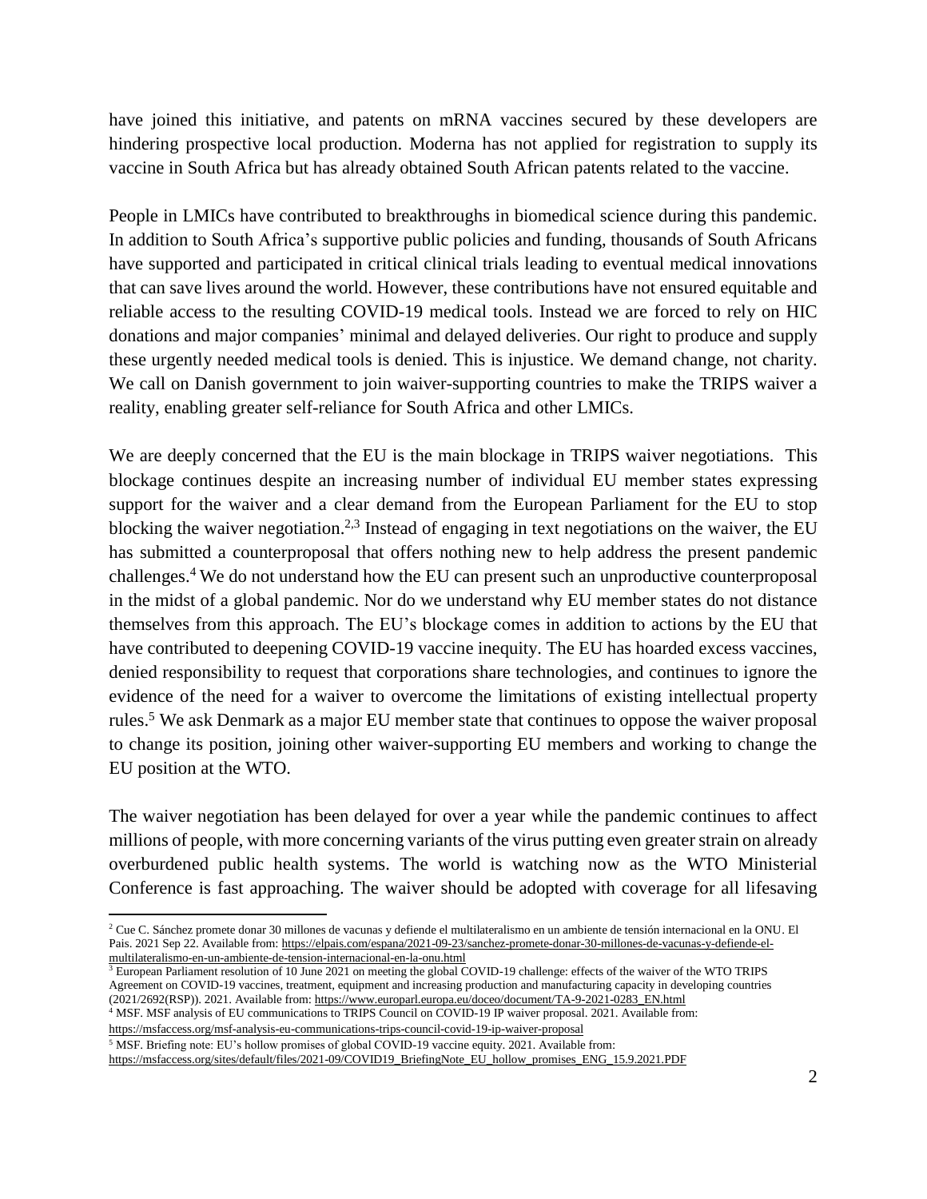have joined this initiative, and patents on mRNA vaccines secured by these developers are hindering prospective local production. Moderna has not applied for registration to supply its vaccine in South Africa but has already obtained South African patents related to the vaccine.

People in LMICs have contributed to breakthroughs in biomedical science during this pandemic. In addition to South Africa's supportive public policies and funding, thousands of South Africans have supported and participated in critical clinical trials leading to eventual medical innovations that can save lives around the world. However, these contributions have not ensured equitable and reliable access to the resulting COVID-19 medical tools. Instead we are forced to rely on HIC donations and major companies' minimal and delayed deliveries. Our right to produce and supply these urgently needed medical tools is denied. This is injustice. We demand change, not charity. We call on Danish government to join waiver-supporting countries to make the TRIPS waiver a reality, enabling greater self-reliance for South Africa and other LMICs.

We are deeply concerned that the EU is the main blockage in TRIPS waiver negotiations. This blockage continues despite an increasing number of individual EU member states expressing support for the waiver and a clear demand from the European Parliament for the EU to stop blocking the waiver negotiation.[2,3] Instead of engaging in text negotiations on the waiver, the EU has submitted a counterproposal that offers nothing new to help address the present pandemic challenges.[4] We do not understand how the EU can present such an unproductive counterproposal in the midst of a global pandemic. Nor do we understand why EU member states do not distance themselves from this approach. The EU's blockage comes in addition to actions by the EU that have contributed to deepening COVID-19 vaccine inequity. The EU has hoarded excess vaccines, denied responsibility to request that corporations share technologies, and continues to ignore the evidence of the need for a waiver to overcome the limitations of existing intellectual property rules.[5] We ask Denmark as a major EU member state that continues to oppose the waiver proposal to change its position, joining other waiver-supporting EU members and working to change the EU position at the WTO.

The waiver negotiation has been delayed for over a year while the pandemic continues to affect millions of people, with more concerning variants of the virus putting even greater strain on already overburdened public health systems. The world is watching now as the WTO Ministerial Conference is fast approaching. The waiver should be adopted with coverage for all lifesaving

---

[2] Cue C. Sánchez promete donar 30 millones de vacunas y defiende el multilateralismo en un ambiente de tensión internacional en la ONU. El Pais. 2021 Sep 22. Available from: https://elpais.com/espana/2021-09-23/sanchez-promete-donar-30-millones-de-vacunas-y-defiende-el-multilateralismo-en-un-ambiente-de-tension-internacional-en-la-onu.html

[3] European Parliament resolution of 10 June 2021 on meeting the global COVID-19 challenge: effects of the waiver of the WTO TRIPS Agreement on COVID-19 vaccines, treatment, equipment and increasing production and manufacturing capacity in developing countries (2021/2692(RSP)). 2021. Available from: https://www.europarl.europa.eu/doceo/document/TA-9-2021-0283_EN.html

[4] MSF. MSF analysis of EU communications to TRIPS Council on COVID-19 IP waiver proposal. 2021. Available from: https://msfaccess.org/msf-analysis-eu-communications-trips-council-covid-19-ip-waiver-proposal

[5] MSF. Briefing note: EU's hollow promises of global COVID-19 vaccine equity. 2021. Available from: https://msfaccess.org/sites/default/files/2021-09/COVID19_BriefingNote_EU_hollow_promises_ENG_15.9.2021.PDF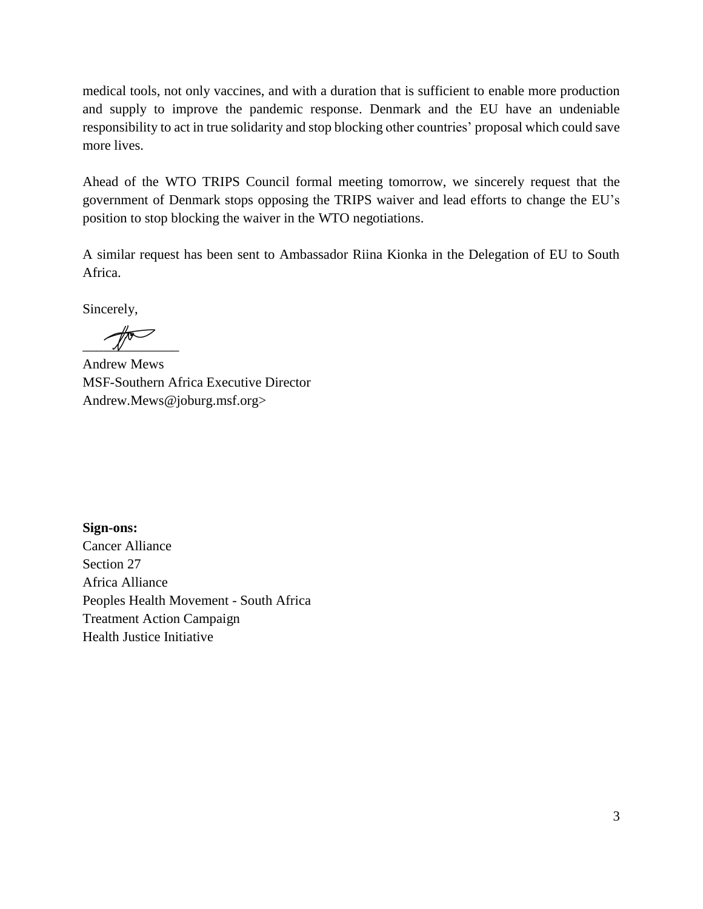medical tools, not only vaccines, and with a duration that is sufficient to enable more production and supply to improve the pandemic response. Denmark and the EU have an undeniable responsibility to act in true solidarity and stop blocking other countries' proposal which could save more lives.

Ahead of the WTO TRIPS Council formal meeting tomorrow, we sincerely request that the government of Denmark stops opposing the TRIPS waiver and lead efforts to change the EU's position to stop blocking the waiver in the WTO negotiations.

A similar request has been sent to Ambassador Riina Kionka in the Delegation of EU to South Africa.

Sincerely,

______________

Andrew Mews  
MSF-Southern Africa Executive Director  
Andrew.Mews@joburg.msf.org>

**Sign-ons:**  
Cancer Alliance  
Section 27  
Africa Alliance  
Peoples Health Movement - South Africa  
Treatment Action Campaign  
Health Justice Initiative